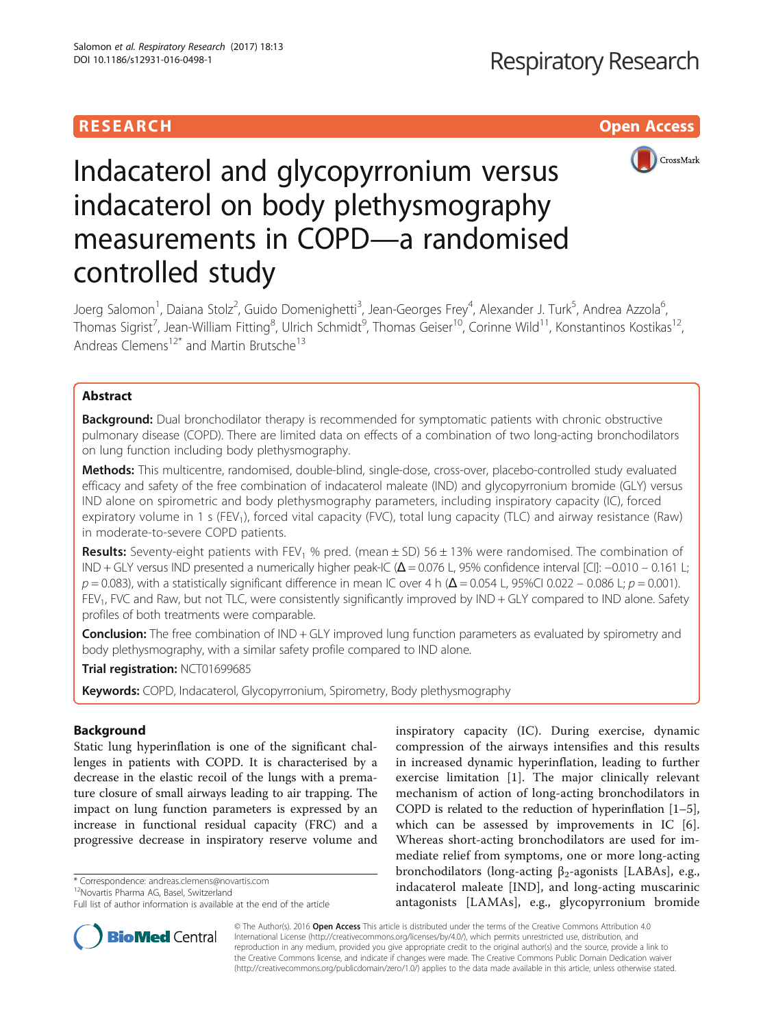**RESEARCH** **Open Access**

# Indacaterol and glycopyrronium versus indacaterol on body plethysmography measurements in COPD—a randomised controlled study

Joerg Salomon[1], Daiana Stolz[2], Guido Domenighetti[3], Jean-Georges Frey[4], Alexander J. Turk[5], Andrea Azzola[6], Thomas Sigrist[7], Jean-William Fitting[8], Ulrich Schmidt[9], Thomas Geiser[10], Corinne Wild[11], Konstantinos Kostikas[12], Andreas Clemens[12*] and Martin Brutsche[13]

## Abstract

**Background:** Dual bronchodilator therapy is recommended for symptomatic patients with chronic obstructive pulmonary disease (COPD). There are limited data on effects of a combination of two long-acting bronchodilators on lung function including body plethysmography.

**Methods:** This multicentre, randomised, double-blind, single-dose, cross-over, placebo-controlled study evaluated efficacy and safety of the free combination of indacaterol maleate (IND) and glycopyrronium bromide (GLY) versus IND alone on spirometric and body plethysmography parameters, including inspiratory capacity (IC), forced expiratory volume in 1 s ($FEV_1$), forced vital capacity (FVC), total lung capacity (TLC) and airway resistance (Raw) in moderate-to-severe COPD patients.

**Results:** Seventy-eight patients with $FEV_1$ % pred. (mean ± SD) 56 ± 13% were randomised. The combination of IND + GLY versus IND presented a numerically higher peak-IC (**Δ** = 0.076 L, 95% confidence interval [CI]: −0.010 – 0.161 L; $p = 0.083$), with a statistically significant difference in mean IC over 4 h (**Δ** = 0.054 L, 95%CI 0.022 – 0.086 L; $p = 0.001$). $FEV_1$, FVC and Raw, but not TLC, were consistently significantly improved by IND + GLY compared to IND alone. Safety profiles of both treatments were comparable.

**Conclusion:** The free combination of IND + GLY improved lung function parameters as evaluated by spirometry and body plethysmography, with a similar safety profile compared to IND alone.

**Trial registration:** NCT01699685

**Keywords:** COPD, Indacaterol, Glycopyrronium, Spirometry, Body plethysmography

## Background

Static lung hyperinflation is one of the significant challenges in patients with COPD. It is characterised by a decrease in the elastic recoil of the lungs with a premature closure of small airways leading to air trapping. The impact on lung function parameters is expressed by an increase in functional residual capacity (FRC) and a progressive decrease in inspiratory reserve volume and inspiratory capacity (IC). During exercise, dynamic compression of the airways intensifies and this results in increased dynamic hyperinflation, leading to further exercise limitation [1]. The major clinically relevant mechanism of action of long-acting bronchodilators in COPD is related to the reduction of hyperinflation [1–5], which can be assessed by improvements in IC [6]. Whereas short-acting bronchodilators are used for immediate relief from symptoms, one or more long-acting bronchodilators (long-acting $\beta_2$-agonists [LABAs], e.g., indacaterol maleate [IND], and long-acting muscarinic antagonists [LAMAs], e.g., glycopyrronium bromide

\* Correspondence: andreas.clemens@novartis.com
[12]Novartis Pharma AG, Basel, Switzerland
Full list of author information is available at the end of the article

© The Author(s). 2016 **Open Access** This article is distributed under the terms of the Creative Commons Attribution 4.0 International License (http://creativecommons.org/licenses/by/4.0/), which permits unrestricted use, distribution, and reproduction in any medium, provided you give appropriate credit to the original author(s) and the source, provide a link to the Creative Commons license, and indicate if changes were made. The Creative Commons Public Domain Dedication waiver (http://creativecommons.org/publicdomain/zero/1.0/) applies to the data made available in this article, unless otherwise stated.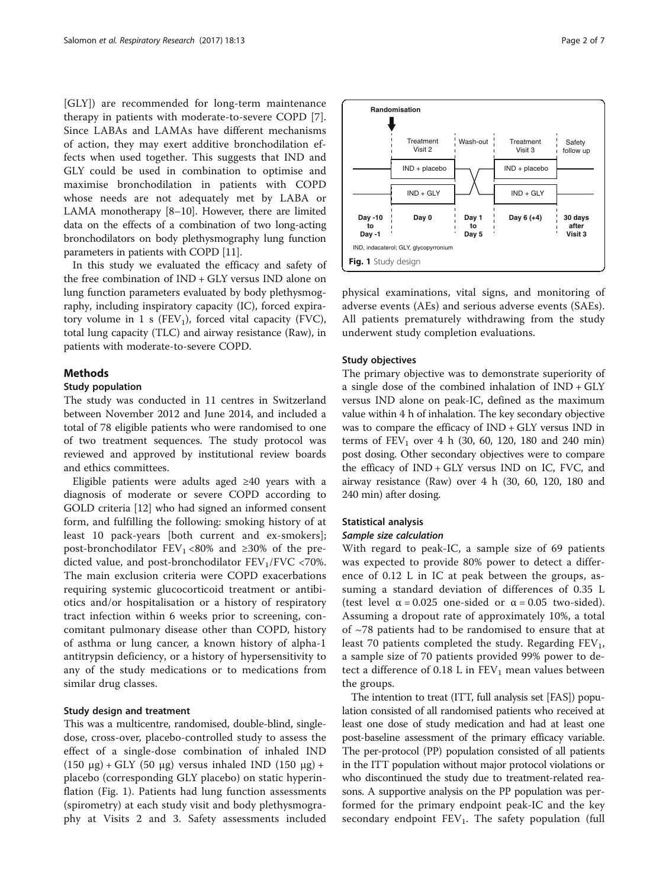[GLY]) are recommended for long-term maintenance therapy in patients with moderate-to-severe COPD [7]. Since LABAs and LAMAs have different mechanisms of action, they may exert additive bronchodilation effects when used together. This suggests that IND and GLY could be used in combination to optimise and maximise bronchodilation in patients with COPD whose needs are not adequately met by LABA or LAMA monotherapy [8–10]. However, there are limited data on the effects of a combination of two long-acting bronchodilators on body plethysmography lung function parameters in patients with COPD [11].

In this study we evaluated the efficacy and safety of the free combination of IND + GLY versus IND alone on lung function parameters evaluated by body plethysmography, including inspiratory capacity (IC), forced expiratory volume in 1 s ($FEV_1$), forced vital capacity (FVC), total lung capacity (TLC) and airway resistance (Raw), in patients with moderate-to-severe COPD.

## Methods

### Study population

The study was conducted in 11 centres in Switzerland between November 2012 and June 2014, and included a total of 78 eligible patients who were randomised to one of two treatment sequences. The study protocol was reviewed and approved by institutional review boards and ethics committees.

Eligible patients were adults aged ≥40 years with a diagnosis of moderate or severe COPD according to GOLD criteria [12] who had signed an informed consent form, and fulfilling the following: smoking history of at least 10 pack-years [both current and ex-smokers]; post-bronchodilator $FEV_1$ <80% and ≥30% of the predicted value, and post-bronchodilator $FEV_1$/FVC <70%. The main exclusion criteria were COPD exacerbations requiring systemic glucocorticoid treatment or antibiotics and/or hospitalisation or a history of respiratory tract infection within 6 weeks prior to screening, concomitant pulmonary disease other than COPD, history of asthma or lung cancer, a known history of alpha-1 antitrypsin deficiency, or a history of hypersensitivity to any of the study medications or to medications from similar drug classes.

### Study design and treatment

This was a multicentre, randomised, double-blind, single-dose, cross-over, placebo-controlled study to assess the effect of a single-dose combination of inhaled IND (150 μg) + GLY (50 μg) versus inhaled IND (150 μg) + placebo (corresponding GLY placebo) on static hyperinflation (Fig. 1). Patients had lung function assessments (spirometry) at each study visit and body plethysmography at Visits 2 and 3. Safety assessments included physical examinations, vital signs, and monitoring of adverse events (AEs) and serious adverse events (SAEs). All patients prematurely withdrawing from the study underwent study completion evaluations.

Randomisation | Treatment Visit 2 | Wash-out | Treatment Visit 3 | Safety follow up

IND + placebo / IND + GLY

Day -10 to Day -1 | Day 0 | Day 1 to Day 5 | Day 6 (+4) | 30 days after Visit 3

IND, indacaterol; GLY, glycopyrronium

**Fig. 1** Study design

### Study objectives

The primary objective was to demonstrate superiority of a single dose of the combined inhalation of IND + GLY versus IND alone on peak-IC, defined as the maximum value within 4 h of inhalation. The key secondary objective was to compare the efficacy of IND + GLY versus IND in terms of $FEV_1$ over 4 h (30, 60, 120, 180 and 240 min) post dosing. Other secondary objectives were to compare the efficacy of IND + GLY versus IND on IC, FVC, and airway resistance (Raw) over 4 h (30, 60, 120, 180 and 240 min) after dosing.

### Statistical analysis

#### *Sample size calculation*

With regard to peak-IC, a sample size of 69 patients was expected to provide 80% power to detect a difference of 0.12 L in IC at peak between the groups, assuming a standard deviation of differences of 0.35 L (test level $\alpha = 0.025$ one-sided or $\alpha = 0.05$ two-sided). Assuming a dropout rate of approximately 10%, a total of ~78 patients had to be randomised to ensure that at least 70 patients completed the study. Regarding $FEV_1$, a sample size of 70 patients provided 99% power to detect a difference of 0.18 L in $FEV_1$ mean values between the groups.

The intention to treat (ITT, full analysis set [FAS]) population consisted of all randomised patients who received at least one dose of study medication and had at least one post-baseline assessment of the primary efficacy variable. The per-protocol (PP) population consisted of all patients in the ITT population without major protocol violations or who discontinued the study due to treatment-related reasons. A supportive analysis on the PP population was performed for the primary endpoint peak-IC and the key secondary endpoint $FEV_1$. The safety population (full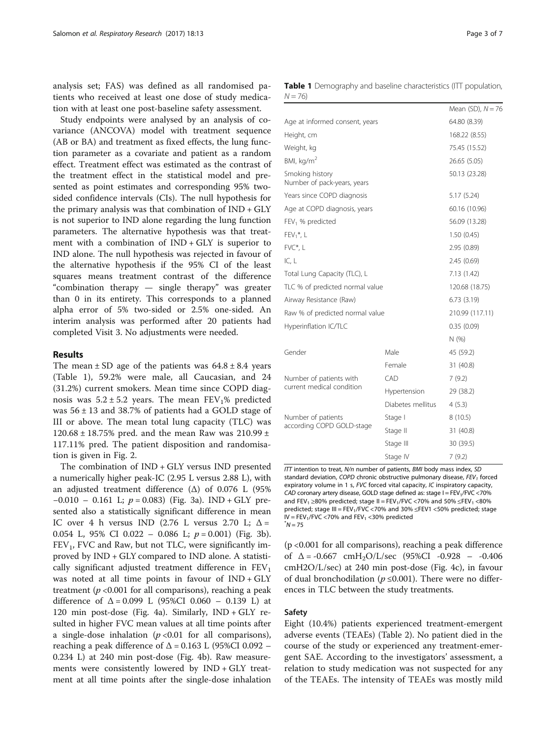analysis set; FAS) was defined as all randomised patients who received at least one dose of study medication with at least one post-baseline safety assessment.

Study endpoints were analysed by an analysis of covariance (ANCOVA) model with treatment sequence (AB or BA) and treatment as fixed effects, the lung function parameter as a covariate and patient as a random effect. Treatment effect was estimated as the contrast of the treatment effect in the statistical model and presented as point estimates and corresponding 95% two-sided confidence intervals (CIs). The null hypothesis for the primary analysis was that combination of IND + GLY is not superior to IND alone regarding the lung function parameters. The alternative hypothesis was that treatment with a combination of IND + GLY is superior to IND alone. The null hypothesis was rejected in favour of the alternative hypothesis if the 95% CI of the least squares means treatment contrast of the difference "combination therapy — single therapy" was greater than 0 in its entirety. This corresponds to a planned alpha error of 5% two-sided or 2.5% one-sided. An interim analysis was performed after 20 patients had completed Visit 3. No adjustments were needed.

## Results

The mean ± SD age of the patients was 64.8 ± 8.4 years (Table 1), 59.2% were male, all Caucasian, and 24 (31.2%) current smokers. Mean time since COPD diagnosis was 5.2 ± 5.2 years. The mean $FEV_1$% predicted was 56 ± 13 and 38.7% of patients had a GOLD stage of III or above. The mean total lung capacity (TLC) was 120.68 ± 18.75% pred. and the mean Raw was 210.99 ± 117.11% pred. The patient disposition and randomisation is given in Fig. 2.

The combination of IND + GLY versus IND presented a numerically higher peak-IC (2.95 L versus 2.88 L), with an adjusted treatment difference (Δ) of 0.076 L (95% −0.010 – 0.161 L; $p = 0.083$) (Fig. 3a). IND + GLY presented also a statistically significant difference in mean IC over 4 h versus IND (2.76 L versus 2.70 L; Δ = 0.054 L, 95% CI 0.022 – 0.086 L; $p = 0.001$) (Fig. 3b). $FEV_1$, FVC and Raw, but not TLC, were significantly improved by IND + GLY compared to IND alone. A statistically significant adjusted treatment difference in $FEV_1$ was noted at all time points in favour of IND + GLY treatment ($p < 0.001$ for all comparisons), reaching a peak difference of Δ = 0.099 L (95%CI 0.060 – 0.139 L) at 120 min post-dose (Fig. 4a). Similarly, IND + GLY resulted in higher FVC mean values at all time points after a single-dose inhalation ($p < 0.01$ for all comparisons), reaching a peak difference of Δ = 0.163 L (95%CI 0.092 – 0.234 L) at 240 min post-dose (Fig. 4b). Raw measurements were consistently lowered by IND + GLY treatment at all time points after the single-dose inhalation ($p < 0.001$ for all comparisons), reaching a peak difference of Δ = -0.667 $cmH_2O/L/sec$ (95%CI -0.928 – -0.406 cmH2O/L/sec) at 240 min post-dose (Fig. 4c), in favour of dual bronchodilation ($p \leq 0.001$). There were no differences in TLC between the study treatments.

**Table 1** Demography and baseline characteristics (ITT population, $N = 76$)

| | | Mean (SD), $N = 76$ |
|---|---|---|
| Age at informed consent, years | | 64.80 (8.39) |
| Height, cm | | 168.22 (8.55) |
| Weight, kg | | 75.45 (15.52) |
| BMI, kg/m$^2$ | | 26.65 (5.05) |
| Smoking history Number of pack-years, years | | 50.13 (23.28) |
| Years since COPD diagnosis | | 5.17 (5.24) |
| Age at COPD diagnosis, years | | 60.16 (10.96) |
| $FEV_1$ % predicted | | 56.09 (13.28) |
| $FEV_1$*, L | | 1.50 (0.45) |
| FVC*, L | | 2.95 (0.89) |
| IC, L | | 2.45 (0.69) |
| Total Lung Capacity (TLC), L | | 7.13 (1.42) |
| TLC % of predicted normal value | | 120.68 (18.75) |
| Airway Resistance (Raw) | | 6.73 (3.19) |
| Raw % of predicted normal value | | 210.99 (117.11) |
| Hyperinflation IC/TLC | | 0.35 (0.09) |
| | | N (%) |
| Gender | Male | 45 (59.2) |
| | Female | 31 (40.8) |
| Number of patients with current medical condition | CAD | 7 (9.2) |
| | Hypertension | 29 (38.2) |
| | Diabetes mellitus | 4 (5.3) |
| Number of patients according COPD GOLD-stage | Stage I | 8 (10.5) |
| | Stage II | 31 (40.8) |
| | Stage III | 30 (39.5) |
| | Stage IV | 7 (9.2) |

*ITT* intention to treat, *N/n* number of patients, *BMI* body mass index, *SD* standard deviation, *COPD* chronic obstructive pulmonary disease, *$FEV_1$* forced expiratory volume in 1 s, *FVC* forced vital capacity, *IC* inspiratory capacity, *CAD* coronary artery disease, GOLD stage defined as: stage I = $FEV_1$/FVC <70% and $FEV_1$ ≥80% predicted; stage II = $FEV_1$/FVC <70% and 50% ≤$FEV_1$ <80% predicted; stage III = $FEV_1$/FVC <70% and 30% ≤FEV1 <50% predicted; stage IV = $FEV_1$/FVC <70% and $FEV_1$ <30% predicted
*$N = 75$

### Safety

Eight (10.4%) patients experienced treatment-emergent adverse events (TEAEs) (Table 2). No patient died in the course of the study or experienced any treatment-emergent SAE. According to the investigators' assessment, a relation to study medication was not suspected for any of the TEAEs. The intensity of TEAEs was mostly mild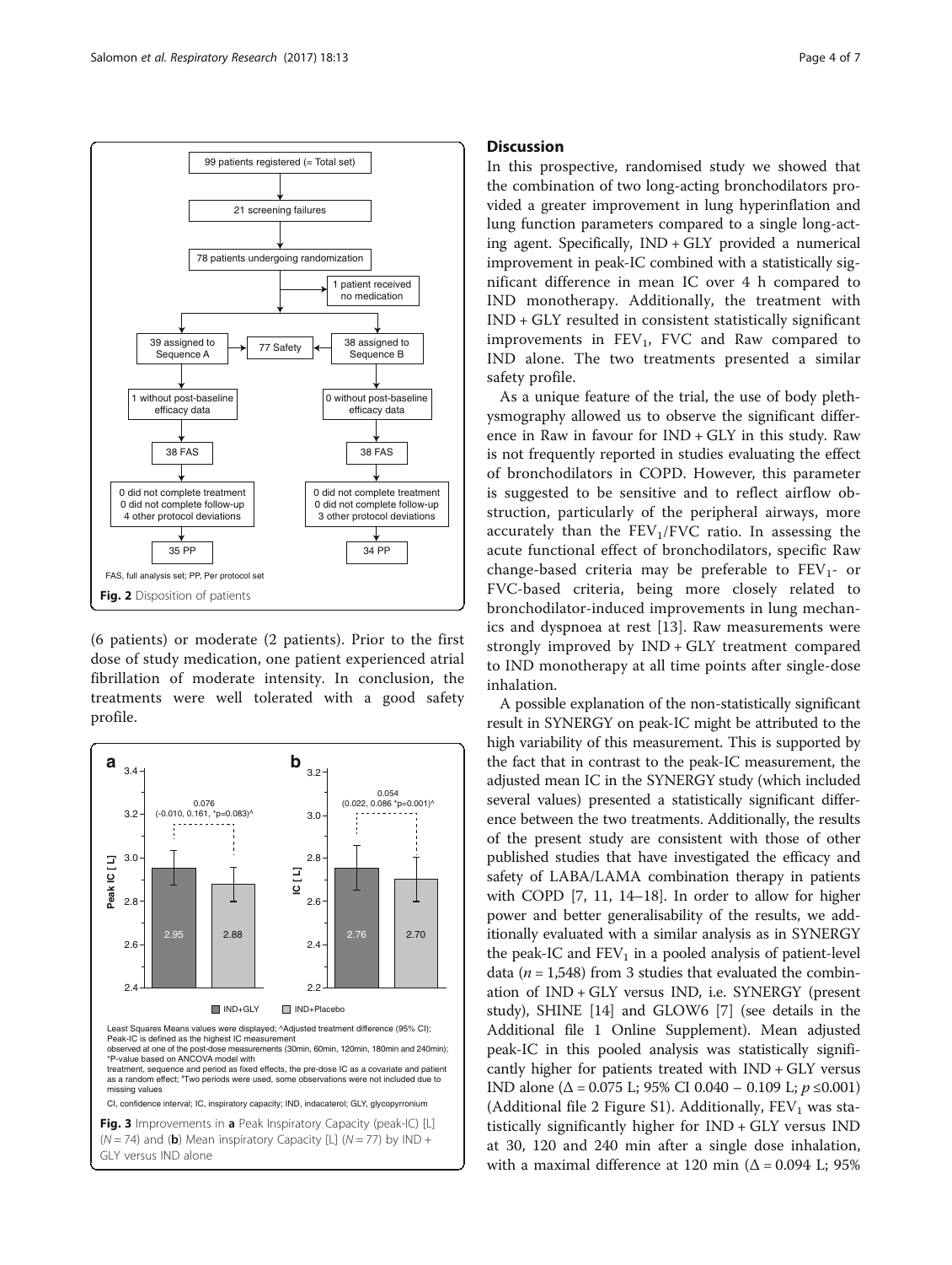(6 patients) or moderate (2 patients). Prior to the first dose of study medication, one patient experienced atrial fibrillation of moderate intensity. In conclusion, the treatments were well tolerated with a good safety profile.

Fig. 2 Disposition of patients

FAS, full analysis set; PP, Per protocol set

Least Squares Means values were displayed; ^Adjusted treatment difference (95% CI); Peak-IC is defined as the highest IC measurement observed at one of the post-dose measurements (30min, 60min, 120min, 180min and 240min); *P-value based on ANCOVA model with treatment, sequence and period as fixed effects, the pre-dose IC as a covariate and patient as a random effect; [#]Two periods were used, some observations were not included due to missing values

CI, confidence interval; IC, inspiratory capacity; IND, indacaterol; GLY, glycopyrronium

**Fig. 3** Improvements in **a** Peak Inspiratory Capacity (peak-IC) [L] ($N = 74$) and (**b**) Mean inspiratory Capacity [L] ($N = 77$) by IND + GLY versus IND alone

## Discussion

In this prospective, randomised study we showed that the combination of two long-acting bronchodilators provided a greater improvement in lung hyperinflation and lung function parameters compared to a single long-acting agent. Specifically, IND + GLY provided a numerical improvement in peak-IC combined with a statistically significant difference in mean IC over 4 h compared to IND monotherapy. Additionally, the treatment with IND + GLY resulted in consistent statistically significant improvements in $FEV_1$, FVC and Raw compared to IND alone. The two treatments presented a similar safety profile.

As a unique feature of the trial, the use of body plethysmography allowed us to observe the significant difference in Raw in favour for IND + GLY in this study. Raw is not frequently reported in studies evaluating the effect of bronchodilators in COPD. However, this parameter is suggested to be sensitive and to reflect airflow obstruction, particularly of the peripheral airways, more accurately than the $FEV_1$/FVC ratio. In assessing the acute functional effect of bronchodilators, specific Raw change-based criteria may be preferable to $FEV_1$- or FVC-based criteria, being more closely related to bronchodilator-induced improvements in lung mechanics and dyspnoea at rest [13]. Raw measurements were strongly improved by IND + GLY treatment compared to IND monotherapy at all time points after single-dose inhalation.

A possible explanation of the non-statistically significant result in SYNERGY on peak-IC might be attributed to the high variability of this measurement. This is supported by the fact that in contrast to the peak-IC measurement, the adjusted mean IC in the SYNERGY study (which included several values) presented a statistically significant difference between the two treatments. Additionally, the results of the present study are consistent with those of other published studies that have investigated the efficacy and safety of LABA/LAMA combination therapy in patients with COPD [7, 11, 14–18]. In order to allow for higher power and better generalisability of the results, we additionally evaluated with a similar analysis as in SYNERGY the peak-IC and $FEV_1$ in a pooled analysis of patient-level data ($n = 1,548$) from 3 studies that evaluated the combination of IND + GLY versus IND, i.e. SYNERGY (present study), SHINE [14] and GLOW6 [7] (see details in the Additional file 1 Online Supplement). Mean adjusted peak-IC in this pooled analysis was statistically significantly higher for patients treated with IND + GLY versus IND alone ($\Delta = 0.075$ L; 95% CI 0.040 – 0.109 L; $p \leq 0.001$) (Additional file 2 Figure S1). Additionally, $FEV_1$ was statistically significantly higher for IND + GLY versus IND at 30, 120 and 240 min after a single dose inhalation, with a maximal difference at 120 min ($\Delta = 0.094$ L; 95%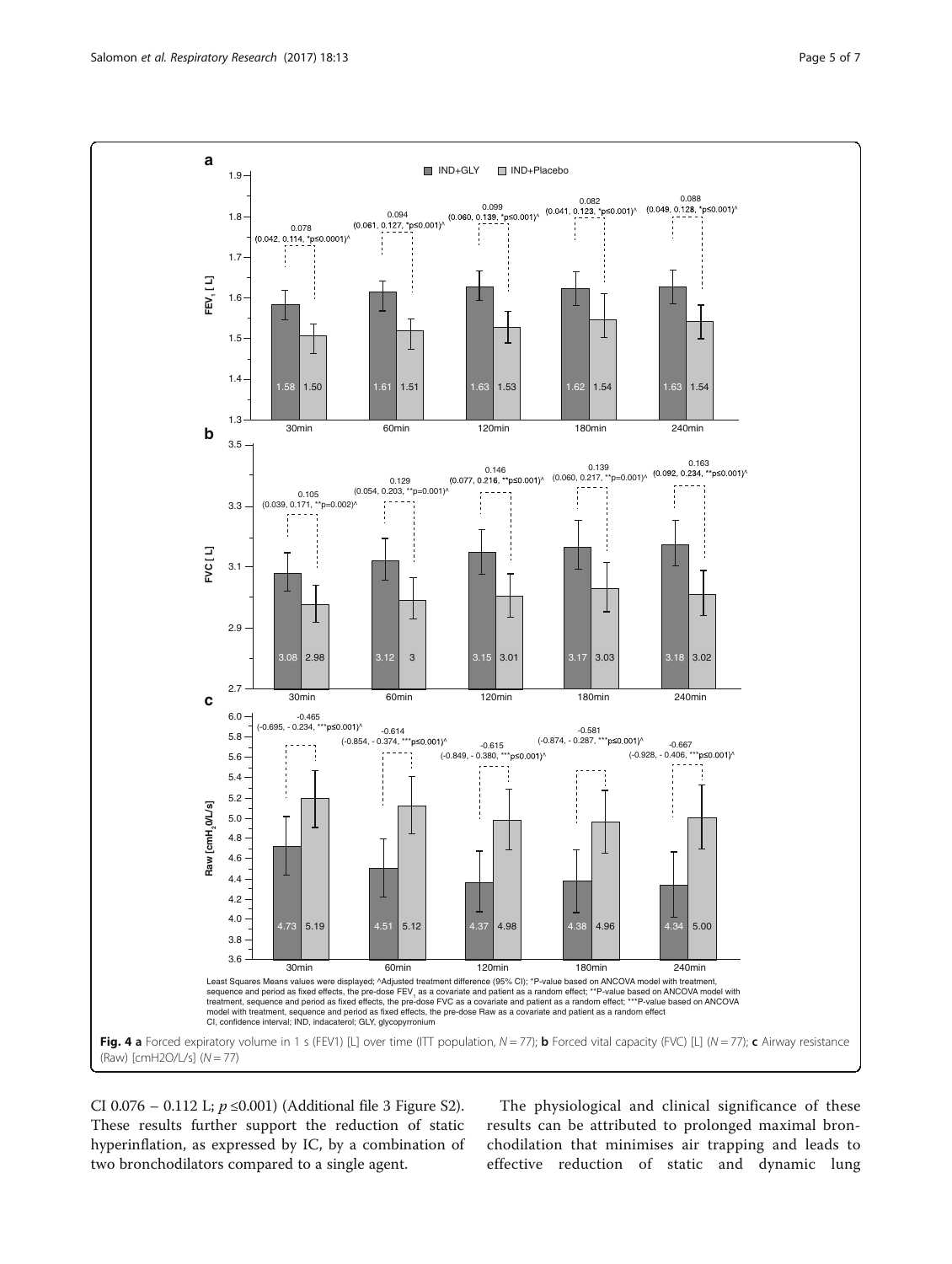Least Squares Means values were displayed; ^Adjusted treatment difference (95% CI); *P-value based on ANCOVA model with treatment, sequence and period as fixed effects, the pre-dose $FEV_1$ as a covariate and patient as a random effect; **P-value based on ANCOVA model with treatment, sequence and period as fixed effects, the pre-dose FVC as a covariate and patient as a random effect; ***P-value based on ANCOVA model with treatment, sequence and period as fixed effects, the pre-dose Raw as a covariate and patient as a random effect

CI, confidence interval; IND, indacaterol; GLY, glycopyrronium

**Fig. 4** **a** Forced expiratory volume in 1 s (FEV1) [L] over time (ITT population, $N = 77$); **b** Forced vital capacity (FVC) [L] ($N = 77$); **c** Airway resistance (Raw) [cmH2O/L/s] ($N = 77$)

CI 0.076 – 0.112 L; $p \leq 0.001$) (Additional file 3 Figure S2). These results further support the reduction of static hyperinflation, as expressed by IC, by a combination of two bronchodilators compared to a single agent.

The physiological and clinical significance of these results can be attributed to prolonged maximal bronchodilation that minimises air trapping and leads to effective reduction of static and dynamic lung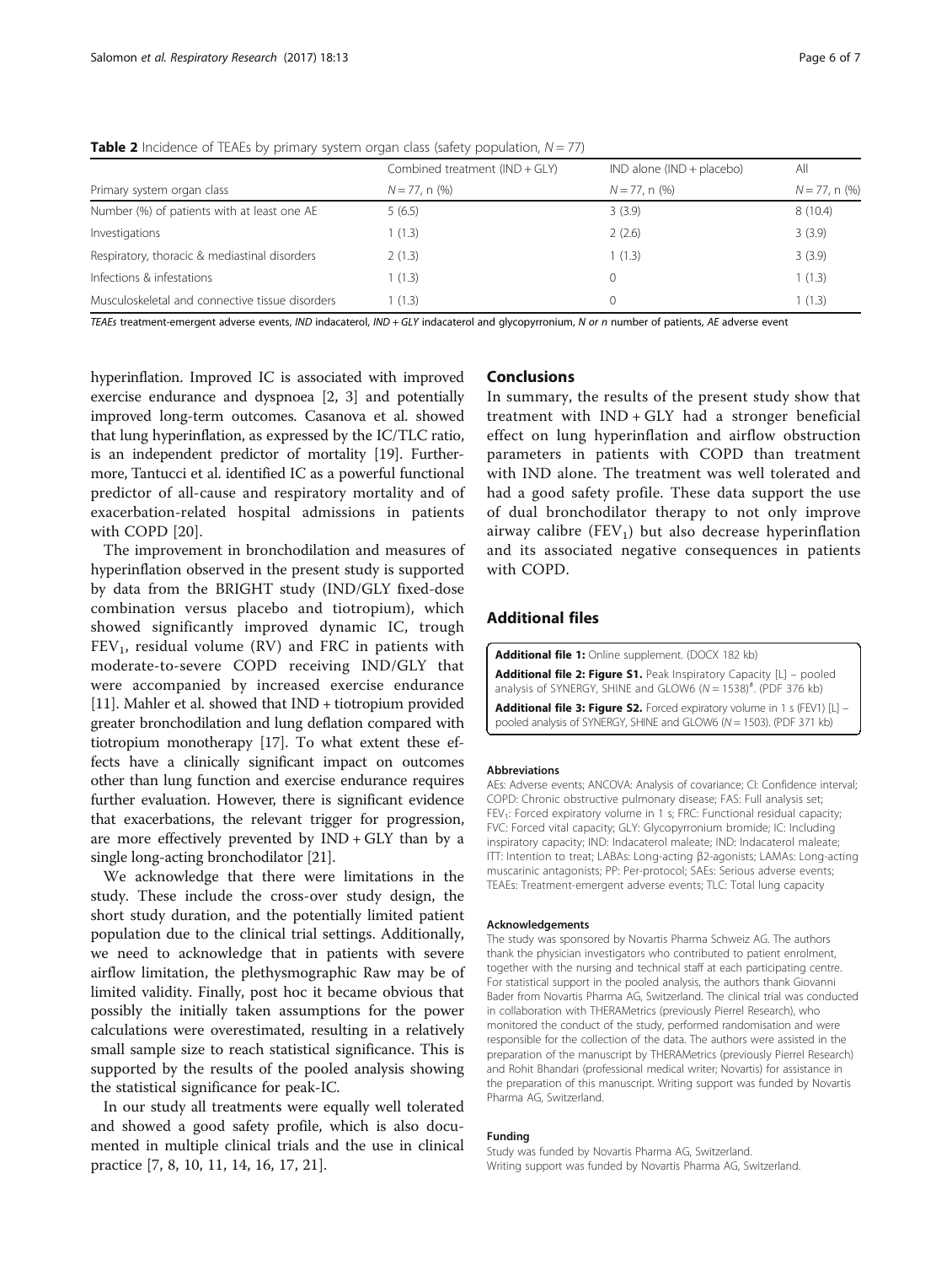**Table 2** Incidence of TEAEs by primary system organ class (safety population, $N = 77$)

| Primary system organ class | Combined treatment (IND + GLY) | IND alone (IND + placebo) | All |
|---|---|---|---|
| | $N = 77$, n (%) | $N = 77$, n (%) | $N = 77$, n (%) |
| Number (%) of patients with at least one AE | 5 (6.5) | 3 (3.9) | 8 (10.4) |
| Investigations | 1 (1.3) | 2 (2.6) | 3 (3.9) |
| Respiratory, thoracic & mediastinal disorders | 2 (1.3) | 1 (1.3) | 3 (3.9) |
| Infections & infestations | 1 (1.3) | 0 | 1 (1.3) |
| Musculoskeletal and connective tissue disorders | 1 (1.3) | 0 | 1 (1.3) |

*TEAEs* treatment-emergent adverse events, *IND* indacaterol, *IND + GLY* indacaterol and glycopyrronium, *N or n* number of patients, *AE* adverse event

hyperinflation. Improved IC is associated with improved exercise endurance and dyspnoea [2, 3] and potentially improved long-term outcomes. Casanova et al. showed that lung hyperinflation, as expressed by the IC/TLC ratio, is an independent predictor of mortality [19]. Furthermore, Tantucci et al. identified IC as a powerful functional predictor of all-cause and respiratory mortality and of exacerbation-related hospital admissions in patients with COPD [20].

The improvement in bronchodilation and measures of hyperinflation observed in the present study is supported by data from the BRIGHT study (IND/GLY fixed-dose combination versus placebo and tiotropium), which showed significantly improved dynamic IC, trough $FEV_1$, residual volume (RV) and FRC in patients with moderate-to-severe COPD receiving IND/GLY that were accompanied by increased exercise endurance [11]. Mahler et al. showed that IND + tiotropium provided greater bronchodilation and lung deflation compared with tiotropium monotherapy [17]. To what extent these effects have a clinically significant impact on outcomes other than lung function and exercise endurance requires further evaluation. However, there is significant evidence that exacerbations, the relevant trigger for progression, are more effectively prevented by IND + GLY than by a single long-acting bronchodilator [21].

We acknowledge that there were limitations in the study. These include the cross-over study design, the short study duration, and the potentially limited patient population due to the clinical trial settings. Additionally, we need to acknowledge that in patients with severe airflow limitation, the plethysmographic Raw may be of limited validity. Finally, post hoc it became obvious that possibly the initially taken assumptions for the power calculations were overestimated, resulting in a relatively small sample size to reach statistical significance. This is supported by the results of the pooled analysis showing the statistical significance for peak-IC.

In our study all treatments were equally well tolerated and showed a good safety profile, which is also documented in multiple clinical trials and the use in clinical practice [7, 8, 10, 11, 14, 16, 17, 21].

## Conclusions

In summary, the results of the present study show that treatment with IND + GLY had a stronger beneficial effect on lung hyperinflation and airflow obstruction parameters in patients with COPD than treatment with IND alone. The treatment was well tolerated and had a good safety profile. These data support the use of dual bronchodilator therapy to not only improve airway calibre ($FEV_1$) but also decrease hyperinflation and its associated negative consequences in patients with COPD.

## Additional files

**Additional file 1:** Online supplement. (DOCX 182 kb)

**Additional file 2: Figure S1.** Peak Inspiratory Capacity [L] – pooled analysis of SYNERGY, SHINE and GLOW6 ($N = 1538$)[#]. (PDF 376 kb)

**Additional file 3: Figure S2.** Forced expiratory volume in 1 s (FEV1) [L] – pooled analysis of SYNERGY, SHINE and GLOW6 ($N = 1503$). (PDF 371 kb)

#### Abbreviations

AEs: Adverse events; ANCOVA: Analysis of covariance; CI: Confidence interval; COPD: Chronic obstructive pulmonary disease; FAS: Full analysis set; $FEV_1$: Forced expiratory volume in 1 s; FRC: Functional residual capacity; FVC: Forced vital capacity; GLY: Glycopyrronium bromide; IC: Including inspiratory capacity; IND: Indacaterol maleate; IND: Indacaterol maleate; ITT: Intention to treat; LABAs: Long-acting β2-agonists; LAMAs: Long-acting muscarinic antagonists; PP: Per-protocol; SAEs: Serious adverse events; TEAEs: Treatment-emergent adverse events; TLC: Total lung capacity

#### Acknowledgements

The study was sponsored by Novartis Pharma Schweiz AG. The authors thank the physician investigators who contributed to patient enrolment, together with the nursing and technical staff at each participating centre. For statistical support in the pooled analysis, the authors thank Giovanni Bader from Novartis Pharma AG, Switzerland. The clinical trial was conducted in collaboration with THERAMetrics (previously Pierrel Research), who monitored the conduct of the study, performed randomisation and were responsible for the collection of the data. The authors were assisted in the preparation of the manuscript by THERAMetrics (previously Pierrel Research) and Rohit Bhandari (professional medical writer; Novartis) for assistance in the preparation of this manuscript. Writing support was funded by Novartis Pharma AG, Switzerland.

#### Funding

Study was funded by Novartis Pharma AG, Switzerland.
Writing support was funded by Novartis Pharma AG, Switzerland.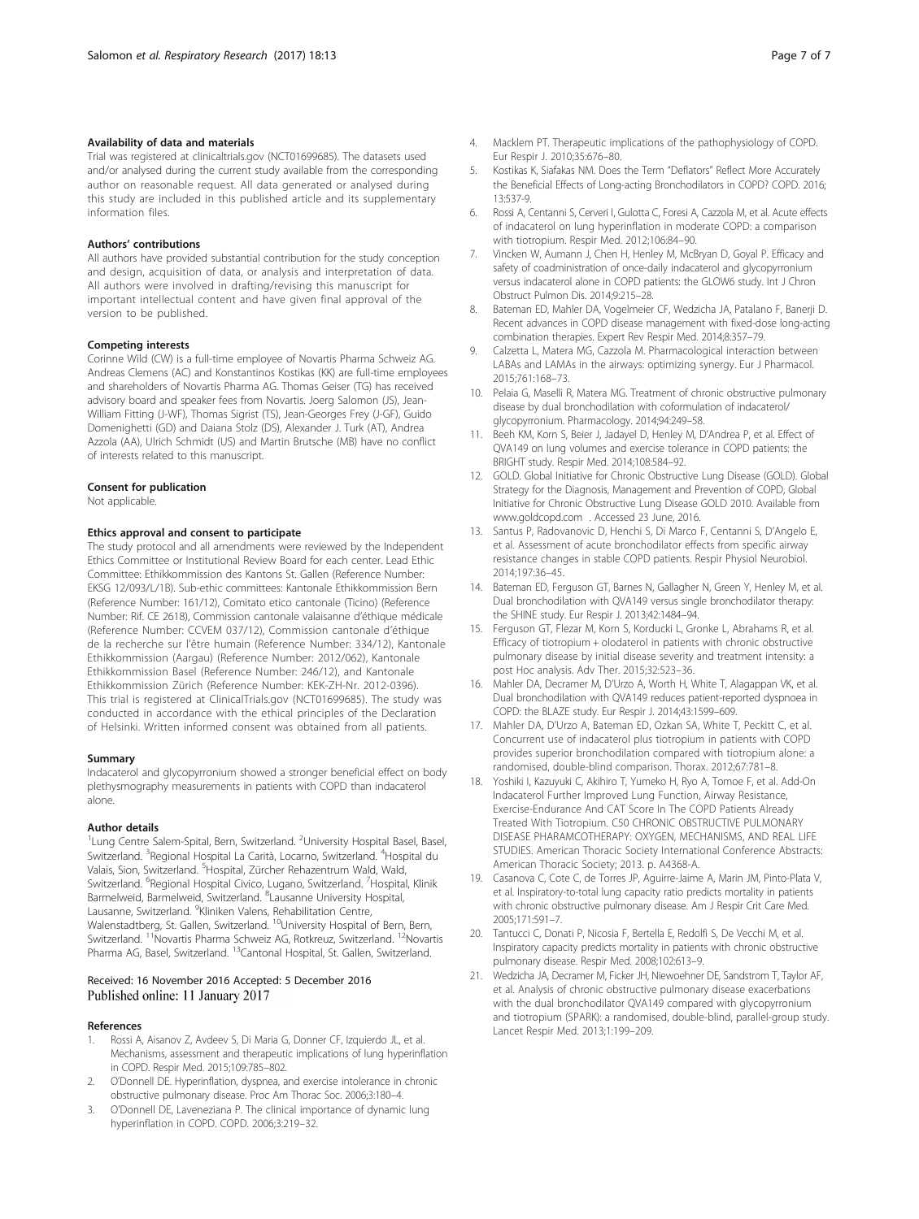### Availability of data and materials

Trial was registered at clinicaltrials.gov (NCT01699685). The datasets used and/or analysed during the current study available from the corresponding author on reasonable request. All data generated or analysed during this study are included in this published article and its supplementary information files.

### Authors' contributions

All authors have provided substantial contribution for the study conception and design, acquisition of data, or analysis and interpretation of data. All authors were involved in drafting/revising this manuscript for important intellectual content and have given final approval of the version to be published.

### Competing interests

Corinne Wild (CW) is a full-time employee of Novartis Pharma Schweiz AG. Andreas Clemens (AC) and Konstantinos Kostikas (KK) are full-time employees and shareholders of Novartis Pharma AG. Thomas Geiser (TG) has received advisory board and speaker fees from Novartis. Joerg Salomon (JS), Jean-William Fitting (J-WF), Thomas Sigrist (TS), Jean-Georges Frey (J-GF), Guido Domenighetti (GD) and Daiana Stolz (DS), Alexander J. Turk (AT), Andrea Azzola (AA), Ulrich Schmidt (US) and Martin Brutsche (MB) have no conflict of interests related to this manuscript.

### Consent for publication

Not applicable.

### Ethics approval and consent to participate

The study protocol and all amendments were reviewed by the Independent Ethics Committee or Institutional Review Board for each center. Lead Ethic Committee: Ethikkommission des Kantons St. Gallen (Reference Number: EKSG 12/093/L/1B). Sub-ethic committees: Kantonale Ethikkommission Bern (Reference Number: 161/12), Comitato etico cantonale (Ticino) (Reference Number: Rif. CE 2618), Commission cantonale valaisanne d'éthique médicale (Reference Number: CCVEM 037/12), Commission cantonale d'éthique de la recherche sur l'être humain (Reference Number: 334/12), Kantonale Ethikkommission (Aargau) (Reference Number: 2012/062), Kantonale Ethikkommission Basel (Reference Number: 246/12), and Kantonale Ethikkommission Zürich (Reference Number: KEK-ZH-Nr. 2012-0396). This trial is registered at ClinicalTrials.gov (NCT01699685). The study was conducted in accordance with the ethical principles of the Declaration of Helsinki. Written informed consent was obtained from all patients.

### Summary

Indacaterol and glycopyrronium showed a stronger beneficial effect on body plethysmography measurements in patients with COPD than indacaterol alone.

### Author details

[1]Lung Centre Salem-Spital, Bern, Switzerland. [2]University Hospital Basel, Basel, Switzerland. [3]Regional Hospital La Carità, Locarno, Switzerland. [4]Hospital du Valais, Sion, Switzerland. [5]Hospital, Zürcher Rehazentrum Wald, Wald, Switzerland. [6]Regional Hospital Civico, Lugano, Switzerland. [7]Hospital, Klinik Barmelweid, Barmelweid, Switzerland. [8]Lausanne University Hospital, Lausanne, Switzerland. [9]Kliniken Valens, Rehabilitation Centre, Walenstadtberg, St. Gallen, Switzerland. [10]University Hospital of Bern, Bern, Switzerland. [11]Novartis Pharma Schweiz AG, Rotkreuz, Switzerland. [12]Novartis Pharma AG, Basel, Switzerland. [13]Cantonal Hospital, St. Gallen, Switzerland.

Received: 16 November 2016 Accepted: 5 December 2016
Published online: 11 January 2017

### References

1. Rossi A, Aisanov Z, Avdeev S, Di Maria G, Donner CF, Izquierdo JL, et al. Mechanisms, assessment and therapeutic implications of lung hyperinflation in COPD. Respir Med. 2015;109:785–802.
2. O'Donnell DE. Hyperinflation, dyspnea, and exercise intolerance in chronic obstructive pulmonary disease. Proc Am Thorac Soc. 2006;3:180–4.
3. O'Donnell DE, Laveneziana P. The clinical importance of dynamic lung hyperinflation in COPD. COPD. 2006;3:219–32.
4. Macklem PT. Therapeutic implications of the pathophysiology of COPD. Eur Respir J. 2010;35:676–80.
5. Kostikas K, Siafakas NM. Does the Term "Deflators" Reflect More Accurately the Beneficial Effects of Long-acting Bronchodilators in COPD? COPD. 2016; 13:537-9.
6. Rossi A, Centanni S, Cerveri I, Gulotta C, Foresi A, Cazzola M, et al. Acute effects of indacaterol on lung hyperinflation in moderate COPD: a comparison with tiotropium. Respir Med. 2012;106:84–90.
7. Vincken W, Aumann J, Chen H, Henley M, McBryan D, Goyal P. Efficacy and safety of coadministration of once-daily indacaterol and glycopyrronium versus indacaterol alone in COPD patients: the GLOW6 study. Int J Chron Obstruct Pulmon Dis. 2014;9:215–28.
8. Bateman ED, Mahler DA, Vogelmeier CF, Wedzicha JA, Patalano F, Banerji D. Recent advances in COPD disease management with fixed-dose long-acting combination therapies. Expert Rev Respir Med. 2014;8:357–79.
9. Calzetta L, Matera MG, Cazzola M. Pharmacological interaction between LABAs and LAMAs in the airways: optimizing synergy. Eur J Pharmacol. 2015;761:168–73.
10. Pelaia G, Maselli R, Matera MG. Treatment of chronic obstructive pulmonary disease by dual bronchodilation with coformulation of indacaterol/ glycopyrronium. Pharmacology. 2014;94:249–58.
11. Beeh KM, Korn S, Beier J, Jadayel D, Henley M, D'Andrea P, et al. Effect of QVA149 on lung volumes and exercise tolerance in COPD patients: the BRIGHT study. Respir Med. 2014;108:584–92.
12. GOLD. Global Initiative for Chronic Obstructive Lung Disease (GOLD). Global Strategy for the Diagnosis, Management and Prevention of COPD, Global Initiative for Chronic Obstructive Lung Disease GOLD 2010. Available from www.goldcopd.com . Accessed 23 June, 2016.
13. Santus P, Radovanovic D, Henchi S, Di Marco F, Centanni S, D'Angelo E, et al. Assessment of acute bronchodilator effects from specific airway resistance changes in stable COPD patients. Respir Physiol Neurobiol. 2014;197:36–45.
14. Bateman ED, Ferguson GT, Barnes N, Gallagher N, Green Y, Henley M, et al. Dual bronchodilation with QVA149 versus single bronchodilator therapy: the SHINE study. Eur Respir J. 2013;42:1484–94.
15. Ferguson GT, Flezar M, Korn S, Korducki L, Gronke L, Abrahams R, et al. Efficacy of tiotropium + olodaterol in patients with chronic obstructive pulmonary disease by initial disease severity and treatment intensity: a post Hoc analysis. Adv Ther. 2015;32:523–36.
16. Mahler DA, Decramer M, D'Urzo A, Worth H, White T, Alagappan VK, et al. Dual bronchodilation with QVA149 reduces patient-reported dyspnoea in COPD: the BLAZE study. Eur Respir J. 2014;43:1599–609.
17. Mahler DA, D'Urzo A, Bateman ED, Ozkan SA, White T, Peckitt C, et al. Concurrent use of indacaterol plus tiotropium in patients with COPD provides superior bronchodilation compared with tiotropium alone: a randomised, double-blind comparison. Thorax. 2012;67:781–8.
18. Yoshiki I, Kazuyuki C, Akihiro T, Yumeko H, Ryo A, Tomoe F, et al. Add-On Indacaterol Further Improved Lung Function, Airway Resistance, Exercise-Endurance And CAT Score In The COPD Patients Already Treated With Tiotropium. C50 CHRONIC OBSTRUCTIVE PULMONARY DISEASE PHARAMCOTHERAPY: OXYGEN, MECHANISMS, AND REAL LIFE STUDIES. American Thoracic Society International Conference Abstracts: American Thoracic Society; 2013. p. A4368-A.
19. Casanova C, Cote C, de Torres JP, Aguirre-Jaime A, Marin JM, Pinto-Plata V, et al. Inspiratory-to-total lung capacity ratio predicts mortality in patients with chronic obstructive pulmonary disease. Am J Respir Crit Care Med. 2005;171:591–7.
20. Tantucci C, Donati P, Nicosia F, Bertella E, Redolfi S, De Vecchi M, et al. Inspiratory capacity predicts mortality in patients with chronic obstructive pulmonary disease. Respir Med. 2008;102:613–9.
21. Wedzicha JA, Decramer M, Ficker JH, Niewoehner DE, Sandstrom T, Taylor AF, et al. Analysis of chronic obstructive pulmonary disease exacerbations with the dual bronchodilator QVA149 compared with glycopyrronium and tiotropium (SPARK): a randomised, double-blind, parallel-group study. Lancet Respir Med. 2013;1:199–209.